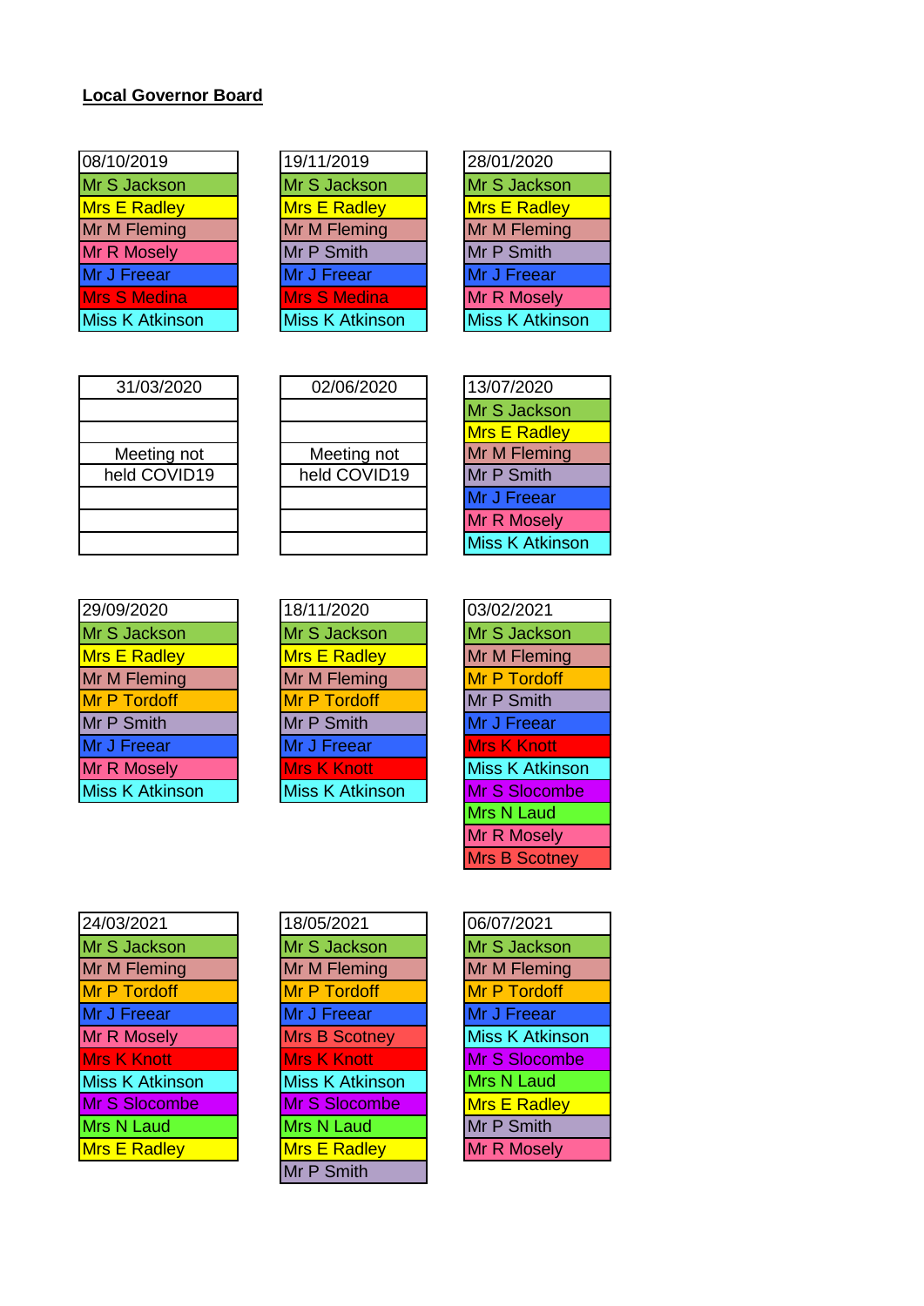**Local Governor Board**

| 08/10/2019 |
|---|
| Mr S Jackson |
| Mrs E Radley |
| Mr M Fleming |
| Mr R Mosely |
| Mr J Freear |
| Mrs S Medina |
| Miss K Atkinson |

| 19/11/2019 |
|---|
| Mr S Jackson |
| Mrs E Radley |
| Mr M Fleming |
| Mr P Smith |
| Mr J Freear |
| Mrs S Medina |
| Miss K Atkinson |

| 28/01/2020 |
|---|
| Mr S Jackson |
| Mrs E Radley |
| Mr M Fleming |
| Mr P Smith |
| Mr J Freear |
| Mr R Mosely |
| Miss K Atkinson |

| 31/03/2020 |
|---|
| |
| |
| Meeting not |
| held COVID19 |
| |
| |
| |

| 02/06/2020 |
|---|
| |
| |
| Meeting not |
| held COVID19 |
| |
| |
| |

| 13/07/2020 |
|---|
| Mr S Jackson |
| Mrs E Radley |
| Mr M Fleming |
| Mr P Smith |
| Mr J Freear |
| Mr R Mosely |
| Miss K Atkinson |

| 29/09/2020 |
|---|
| Mr S Jackson |
| Mrs E Radley |
| Mr M Fleming |
| Mr P Tordoff |
| Mr P Smith |
| Mr J Freear |
| Mr R Mosely |
| Miss K Atkinson |

| 18/11/2020 |
|---|
| Mr S Jackson |
| Mrs E Radley |
| Mr M Fleming |
| Mr P Tordoff |
| Mr P Smith |
| Mr J Freear |
| Mrs K Knott |
| Miss K Atkinson |

| 03/02/2021 |
|---|
| Mr S Jackson |
| Mr M Fleming |
| Mr P Tordoff |
| Mr P Smith |
| Mr J Freear |
| Mrs K Knott |
| Miss K Atkinson |
| Mr S Slocombe |
| Mrs N Laud |
| Mr R Mosely |
| Mrs B Scotney |

| 24/03/2021 |
|---|
| Mr S Jackson |
| Mr M Fleming |
| Mr P Tordoff |
| Mr J Freear |
| Mr R Mosely |
| Mrs K Knott |
| Miss K Atkinson |
| Mr S Slocombe |
| Mrs N Laud |
| Mrs E Radley |

| 18/05/2021 |
|---|
| Mr S Jackson |
| Mr M Fleming |
| Mr P Tordoff |
| Mr J Freear |
| Mrs B Scotney |
| Mrs K Knott |
| Miss K Atkinson |
| Mr S Slocombe |
| Mrs N Laud |
| Mrs E Radley |
| Mr P Smith |

| 06/07/2021 |
|---|
| Mr S Jackson |
| Mr M Fleming |
| Mr P Tordoff |
| Mr J Freear |
| Miss K Atkinson |
| Mr S Slocombe |
| Mrs N Laud |
| Mrs E Radley |
| Mr P Smith |
| Mr R Mosely |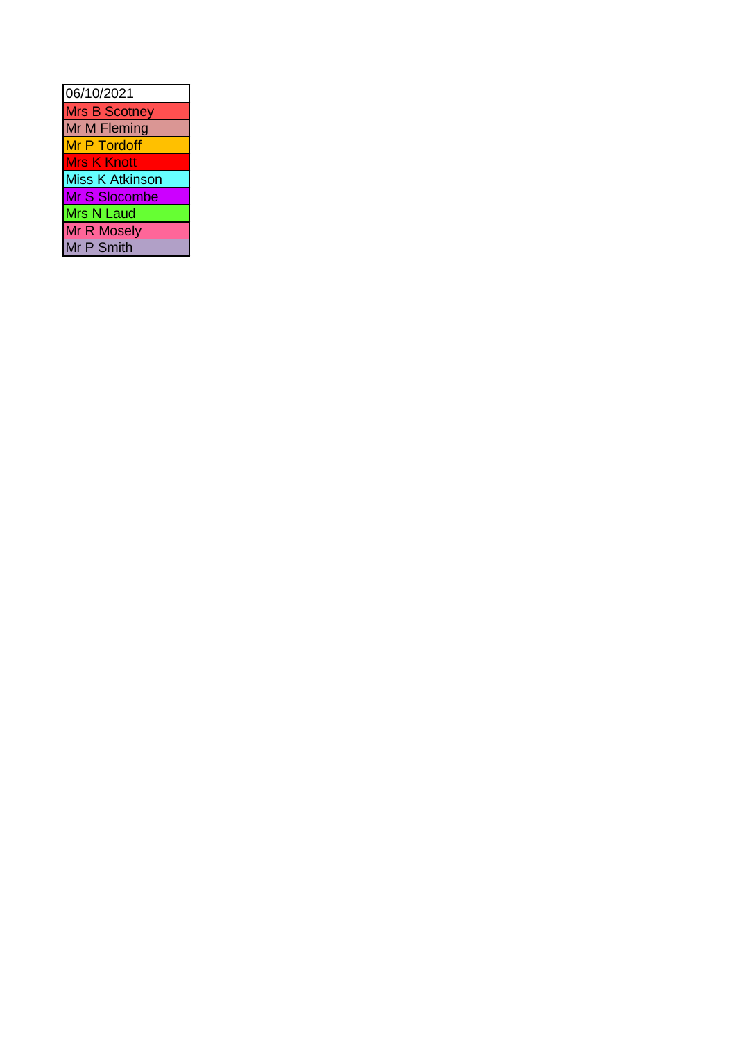| 06/10/2021 |
| --- |
| Mrs B Scotney |
| Mr M Fleming |
| Mr P Tordoff |
| Mrs K Knott |
| Miss K Atkinson |
| Mr S Slocombe |
| Mrs N Laud |
| Mr R Mosely |
| Mr P Smith |